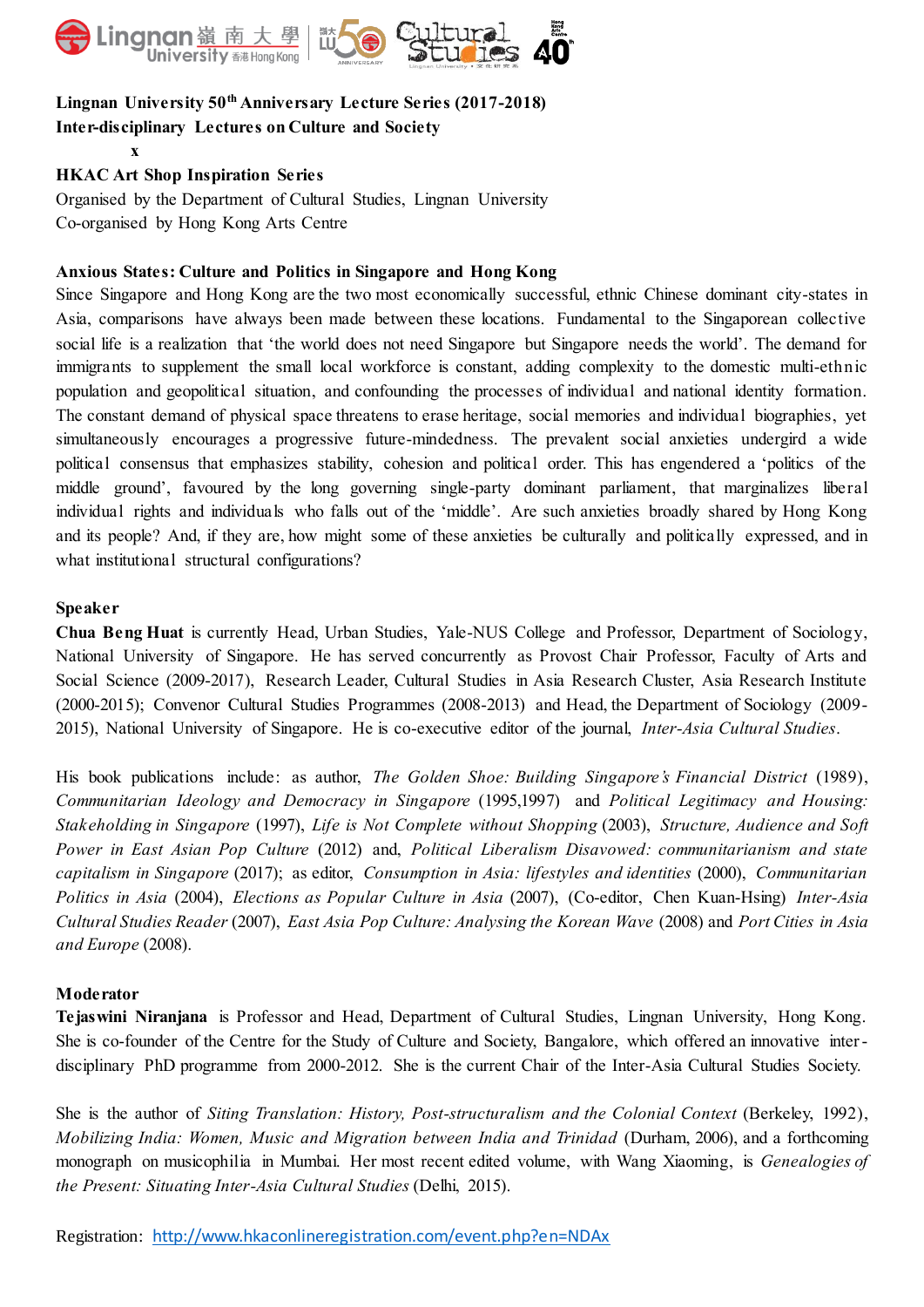**Lingnan University 50th Anniversary Lecture Series (2017-2018)**
**Inter-disciplinary Lectures on Culture and Society**
**x**
**HKAC Art Shop Inspiration Series**

Organised by the Department of Cultural Studies, Lingnan University
Co-organised by Hong Kong Arts Centre

## Anxious States: Culture and Politics in Singapore and Hong Kong

Since Singapore and Hong Kong are the two most economically successful, ethnic Chinese dominant city-states in Asia, comparisons have always been made between these locations. Fundamental to the Singaporean collective social life is a realization that 'the world does not need Singapore but Singapore needs the world'. The demand for immigrants to supplement the small local workforce is constant, adding complexity to the domestic multi-ethnic population and geopolitical situation, and confounding the processes of individual and national identity formation. The constant demand of physical space threatens to erase heritage, social memories and individual biographies, yet simultaneously encourages a progressive future-mindedness. The prevalent social anxieties undergird a wide political consensus that emphasizes stability, cohesion and political order. This has engendered a 'politics of the middle ground', favoured by the long governing single-party dominant parliament, that marginalizes liberal individual rights and individuals who falls out of the 'middle'. Are such anxieties broadly shared by Hong Kong and its people? And, if they are, how might some of these anxieties be culturally and politically expressed, and in what institutional structural configurations?

### Speaker

**Chua Beng Huat** is currently Head, Urban Studies, Yale-NUS College and Professor, Department of Sociology, National University of Singapore. He has served concurrently as Provost Chair Professor, Faculty of Arts and Social Science (2009-2017), Research Leader, Cultural Studies in Asia Research Cluster, Asia Research Institute (2000-2015); Convenor Cultural Studies Programmes (2008-2013) and Head, the Department of Sociology (2009-2015), National University of Singapore. He is co-executive editor of the journal, *Inter-Asia Cultural Studies*.

His book publications include: as author, *The Golden Shoe: Building Singapore's Financial District* (1989), *Communitarian Ideology and Democracy in Singapore* (1995,1997) and *Political Legitimacy and Housing: Stakeholding in Singapore* (1997), *Life is Not Complete without Shopping* (2003), *Structure, Audience and Soft Power in East Asian Pop Culture* (2012) and, *Political Liberalism Disavowed: communitarianism and state capitalism in Singapore* (2017); as editor, *Consumption in Asia: lifestyles and identities* (2000), *Communitarian Politics in Asia* (2004), *Elections as Popular Culture in Asia* (2007), (Co-editor, Chen Kuan-Hsing) *Inter-Asia Cultural Studies Reader* (2007), *East Asia Pop Culture: Analysing the Korean Wave* (2008) and *Port Cities in Asia and Europe* (2008).

### Moderator

**Tejaswini Niranjana** is Professor and Head, Department of Cultural Studies, Lingnan University, Hong Kong. She is co-founder of the Centre for the Study of Culture and Society, Bangalore, which offered an innovative inter-disciplinary PhD programme from 2000-2012. She is the current Chair of the Inter-Asia Cultural Studies Society.

She is the author of *Siting Translation: History, Post-structuralism and the Colonial Context* (Berkeley, 1992), *Mobilizing India: Women, Music and Migration between India and Trinidad* (Durham, 2006), and a forthcoming monograph on musicophilia in Mumbai. Her most recent edited volume, with Wang Xiaoming, is *Genealogies of the Present: Situating Inter-Asia Cultural Studies* (Delhi, 2015).

Registration: http://www.hkaconlineregistration.com/event.php?en=NDAx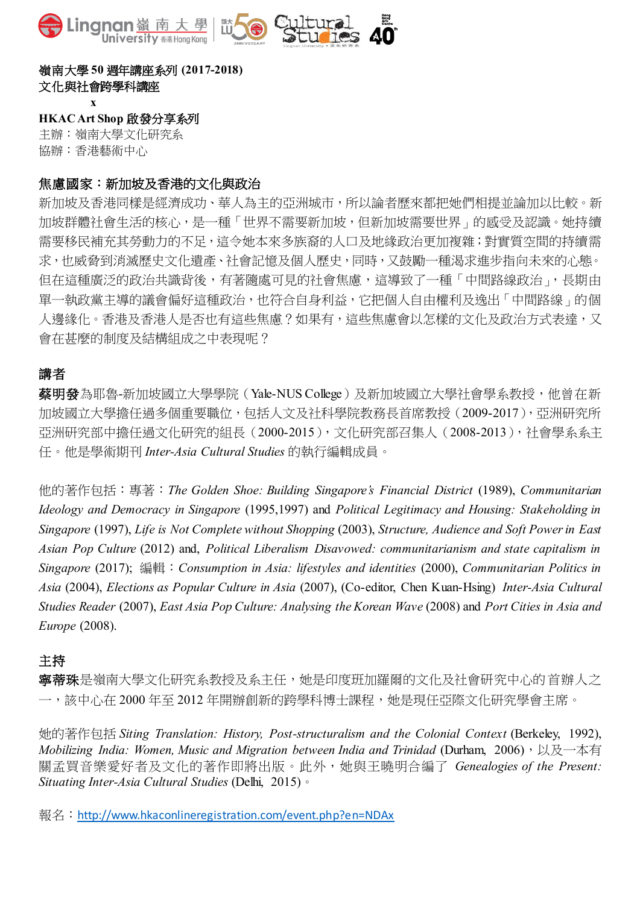**嶺南大學 50 週年講座系列 (2017-2018)**
**文化與社會跨學科講座**
**x**
**HKAC Art Shop 啟發分享系列**
主辦：嶺南大學文化研究系
協辦：香港藝術中心

## 焦慮國家：新加坡及香港的文化與政治

新加坡及香港同樣是經濟成功、華人為主的亞洲城市，所以論者歷來都把她們相提並論加以比較。新加坡群體社會生活的核心，是一種「世界不需要新加坡，但新加坡需要世界」的感受及認識。她持續需要移民補充其勞動力的不足，這令她本來多族裔的人口及地緣政治更加複雜；對實質空間的持續需求，也威脅到消滅歷史文化遺產、社會記憶及個人歷史，同時，又鼓勵一種渴求進步指向未來的心態。但在這種廣泛的政治共識背後，有著隨處可見的社會焦慮，這導致了一種「中間路線政治」，長期由單一執政黨主導的議會偏好這種政治，也符合自身利益，它把個人自由權利及逸出「中間路線」的個人邊緣化。香港及香港人是否也有這些焦慮？如果有，這些焦慮會以怎樣的文化及政治方式表達，又會在甚麼的制度及結構組成之中表現呢？

## 講者

**蔡明發**為耶魯-新加坡國立大學學院（Yale-NUS College）及新加坡國立大學社會學系教授，他曾在新加坡國立大學擔任過多個重要職位，包括人文及社科學院教務長首席教授（2009-2017），亞洲研究所亞洲研究部中擔任過文化研究的組長（2000-2015），文化研究部召集人（2008-2013），社會學系系主任。他是學術期刊 *Inter-Asia Cultural Studies* 的執行編輯成員。

他的著作包括：專著：*The Golden Shoe: Building Singapore's Financial District* (1989), *Communitarian Ideology and Democracy in Singapore* (1995,1997) and *Political Legitimacy and Housing: Stakeholding in Singapore* (1997), *Life is Not Complete without Shopping* (2003), *Structure, Audience and Soft Power in East Asian Pop Culture* (2012) and, *Political Liberalism Disavowed: communitarianism and state capitalism in Singapore* (2017); 編輯：*Consumption in Asia: lifestyles and identities* (2000), *Communitarian Politics in Asia* (2004), *Elections as Popular Culture in Asia* (2007), (Co-editor, Chen Kuan-Hsing) *Inter-Asia Cultural Studies Reader* (2007), *East Asia Pop Culture: Analysing the Korean Wave* (2008) and *Port Cities in Asia and Europe* (2008).

## 主持

**寧蒂珠**是嶺南大學文化研究系教授及系主任，她是印度班加羅爾的文化及社會研究中心的首辦人之一，該中心在 2000 年至 2012 年開辦創新的跨學科博士課程，她是現任亞際文化研究學會主席。

她的著作包括 *Siting Translation: History, Post-structuralism and the Colonial Context* (Berkeley, 1992), *Mobilizing India: Women, Music and Migration between India and Trinidad* (Durham, 2006)，以及一本有關孟買音樂愛好者及文化的著作即將出版。此外，她與王曉明合編了 *Genealogies of the Present: Situating Inter-Asia Cultural Studies* (Delhi, 2015)。

報名：http://www.hkaconlineregistration.com/event.php?en=NDAx